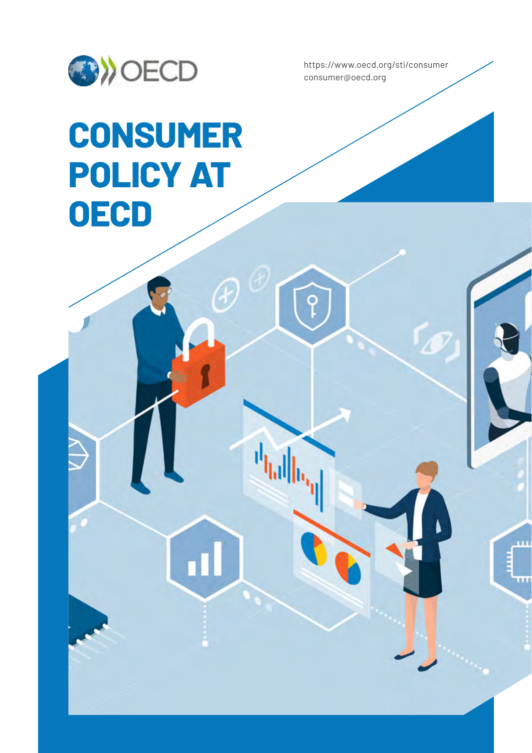https://www.oecd.org/sti/consumer
consumer@oecd.org

# CONSUMER POLICY AT OECD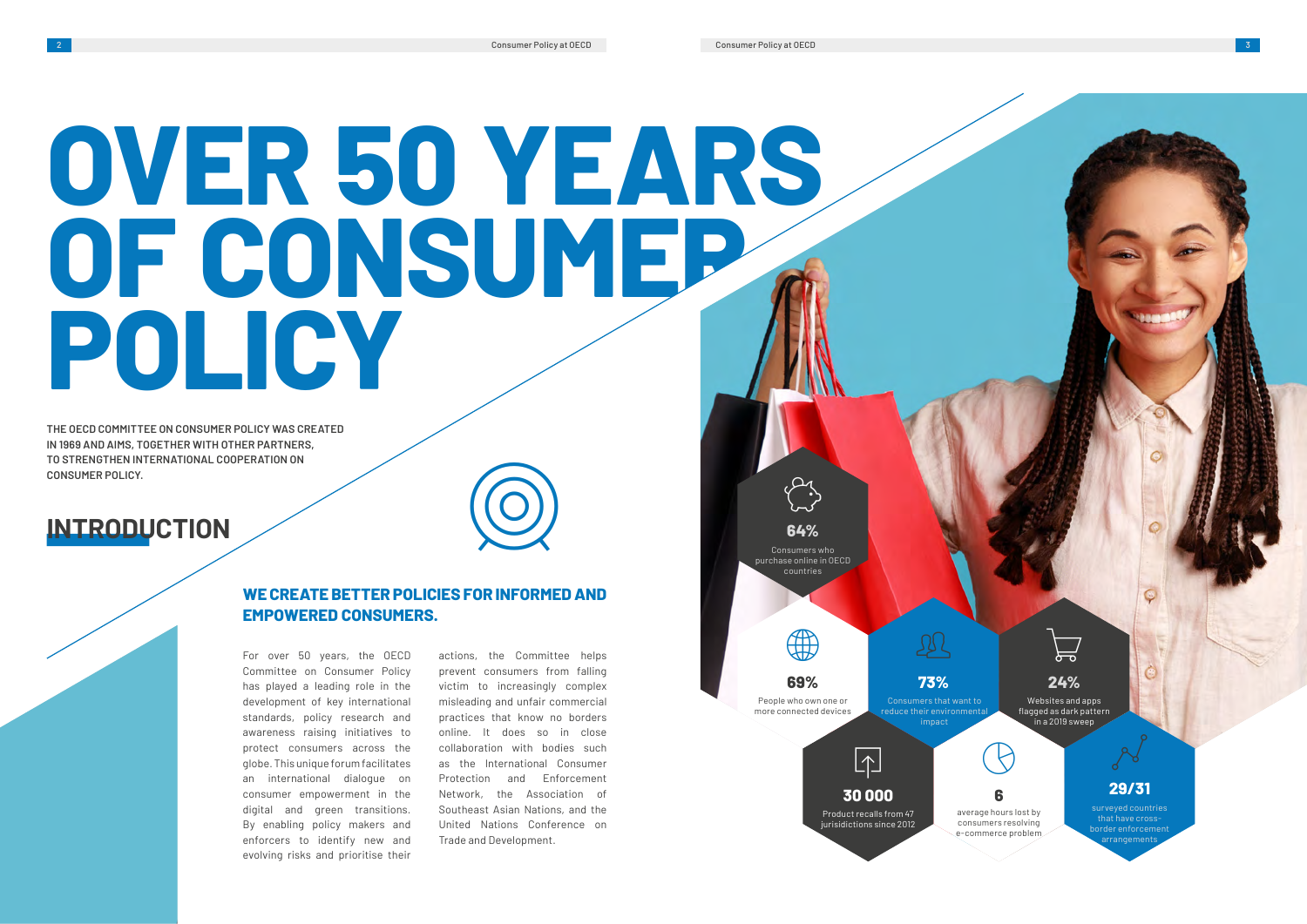# OVER 50 YEARS OF CONSUMER POLICY

THE OECD COMMITTEE ON CONSUMER POLICY WAS CREATED IN 1969 AND AIMS, TOGETHER WITH OTHER PARTNERS, TO STRENGTHEN INTERNATIONAL COOPERATION ON CONSUMER POLICY.

## INTRODUCTION

### WE CREATE BETTER POLICIES FOR INFORMED AND EMPOWERED CONSUMERS.

For over 50 years, the OECD Committee on Consumer Policy has played a leading role in the development of key international standards, policy research and awareness raising initiatives to protect consumers across the globe. This unique forum facilitates an international dialogue on consumer empowerment in the digital and green transitions. By enabling policy makers and enforcers to identify new and evolving risks and prioritise their actions, the Committee helps prevent consumers from falling victim to increasingly complex misleading and unfair commercial practices that know no borders online. It does so in close collaboration with bodies such as the International Consumer Protection and Enforcement Network, the Association of Southeast Asian Nations, and the United Nations Conference on Trade and Development.

**64%**
Consumers who purchase online in OECD countries

**69%**
People who own one or more connected devices

**73%**
Consumers that want to reduce their environmental impact

**24%**
Websites and apps flagged as dark pattern in a 2019 sweep

**30 000**
Product recalls from 47 jurisdictions since 2012

**6**
average hours lost by consumers resolving e-commerce problem

**29/31**
surveyed countries that have cross-border enforcement arrangements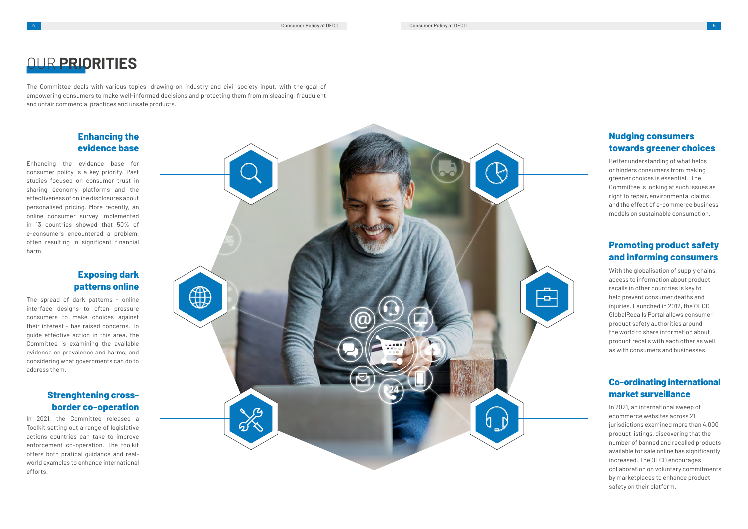# OUR PRIORITIES

The Committee deals with various topics, drawing on industry and civil society input, with the goal of empowering consumers to make well-informed decisions and protecting them from misleading, fraudulent and unfair commercial practices and unsafe products.

## Enhancing the evidence base

Enhancing the evidence base for consumer policy is a key priority. Past studies focused on consumer trust in sharing economy platforms and the effectiveness of online disclosures about personalised pricing. More recently, an online consumer survey implemented in 13 countries showed that 50% of e-consumers encountered a problem, often resulting in significant financial harm.

## Exposing dark patterns online

The spread of dark patterns - online interface designs to often pressure consumers to make choices against their interest - has raised concerns. To guide effective action in this area, the Committee is examining the available evidence on prevalence and harms, and considering what governments can do to address them.

## Strenghtening cross-border co-operation

In 2021, the Committee released a Toolkit setting out a range of legislative actions countries can take to improve enforcement co-operation. The toolkit offers both pratical guidance and real-world examples to enhance international efforts.

## Nudging consumers towards greener choices

Better understanding of what helps or hinders consumers from making greener choices is essential. The Committee is looking at such issues as right to repair, environmental claims, and the effect of e-commerce business models on sustainable consumption.

## Promoting product safety and informing consumers

With the globalisation of supply chains, access to information about product recalls in other countries is key to help prevent consumer deaths and injuries. Launched in 2012, the OECD GlobalRecalls Portal allows consumer product safety authorities around the world to share information about product recalls with each other as well as with consumers and businesses.

## Co-ordinating international market surveillance

In 2021, an international sweep of ecommerce websites across 21 jurisdictions examined more than 4,000 product listings, discovering that the number of banned and recalled products available for sale online has significantly increased. The OECD encourages collaboration on voluntary commitments by marketplaces to enhance product safety on their platform.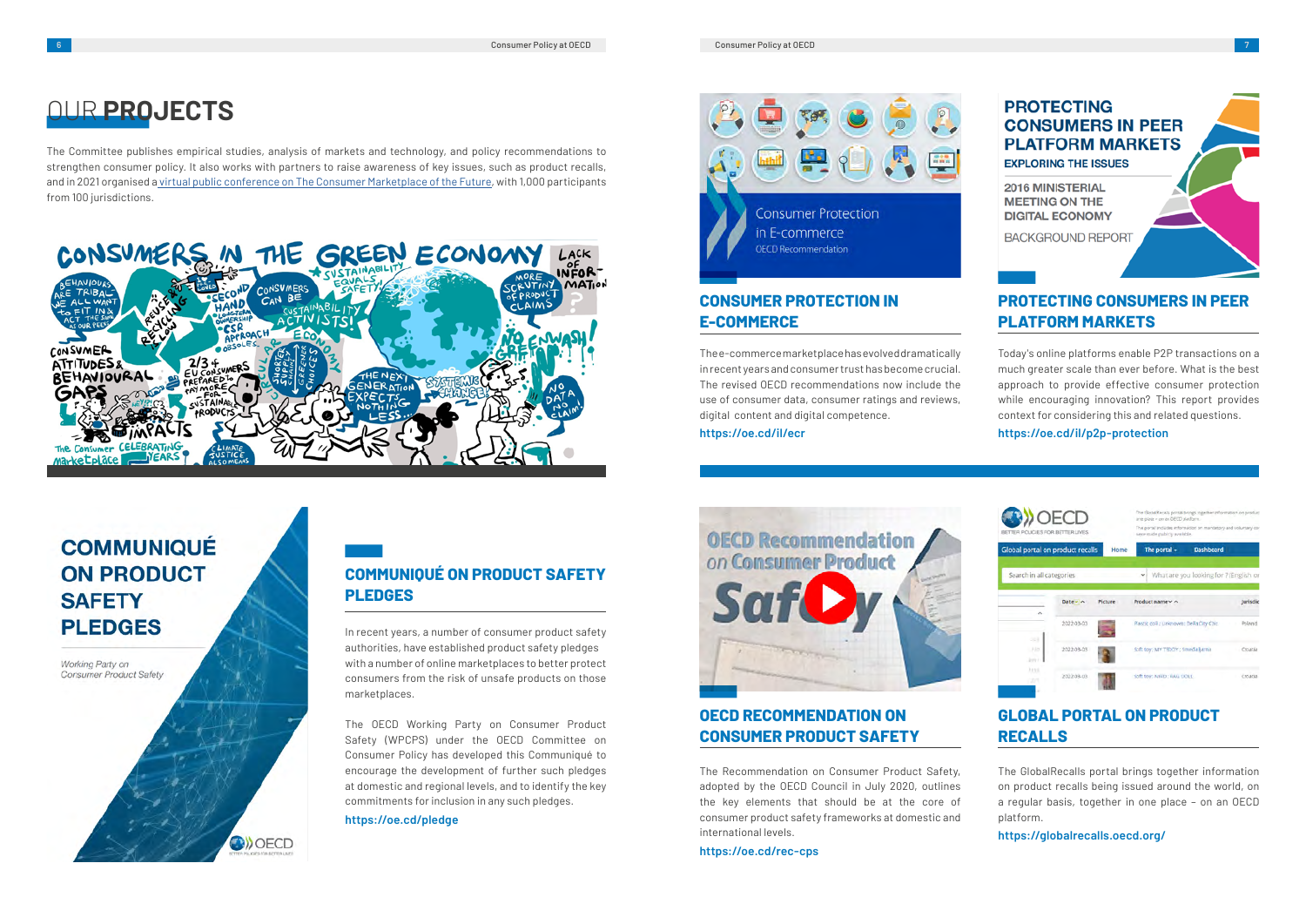# OUR PROJECTS

The Committee publishes empirical studies, analysis of markets and technology, and policy recommendations to strengthen consumer policy. It also works with partners to raise awareness of key issues, such as product recalls, and in 2021 organised a virtual public conference on The Consumer Marketplace of the Future, with 1,000 participants from 100 jurisdictions.

## CONSUMER PROTECTION IN E-COMMERCE

The e-commerce marketplace has evolved dramatically in recent years and consumer trust has become crucial. The revised OECD recommendations now include the use of consumer data, consumer ratings and reviews, digital content and digital competence.

https://oe.cd/il/ecr

## PROTECTING CONSUMERS IN PEER PLATFORM MARKETS

Today's online platforms enable P2P transactions on a much greater scale than ever before. What is the best approach to provide effective consumer protection while encouraging innovation? This report provides context for considering this and related questions.

https://oe.cd/il/p2p-protection

## COMMUNIQUÉ ON PRODUCT SAFETY PLEDGES

In recent years, a number of consumer product safety authorities, have established product safety pledges with a number of online marketplaces to better protect consumers from the risk of unsafe products on those marketplaces.

The OECD Working Party on Consumer Product Safety (WPCPS) under the OECD Committee on Consumer Policy has developed this Communiqué to encourage the development of further such pledges at domestic and regional levels, and to identify the key commitments for inclusion in any such pledges.

https://oe.cd/pledge

## OECD RECOMMENDATION ON CONSUMER PRODUCT SAFETY

The Recommendation on Consumer Product Safety, adopted by the OECD Council in July 2020, outlines the key elements that should be at the core of consumer product safety frameworks at domestic and international levels.

https://oe.cd/rec-cps

## GLOBAL PORTAL ON PRODUCT RECALLS

The GlobalRecalls portal brings together information on product recalls being issued around the world, on a regular basis, together in one place – on an OECD platform.

https://globalrecalls.oecd.org/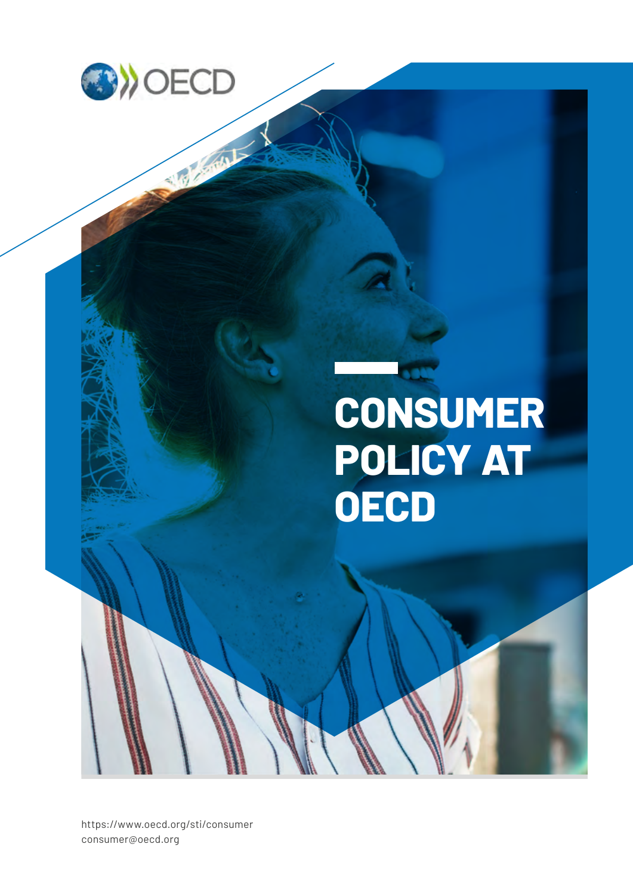OECD

# CONSUMER POLICY AT OECD

https://www.oecd.org/sti/consumer
consumer@oecd.org